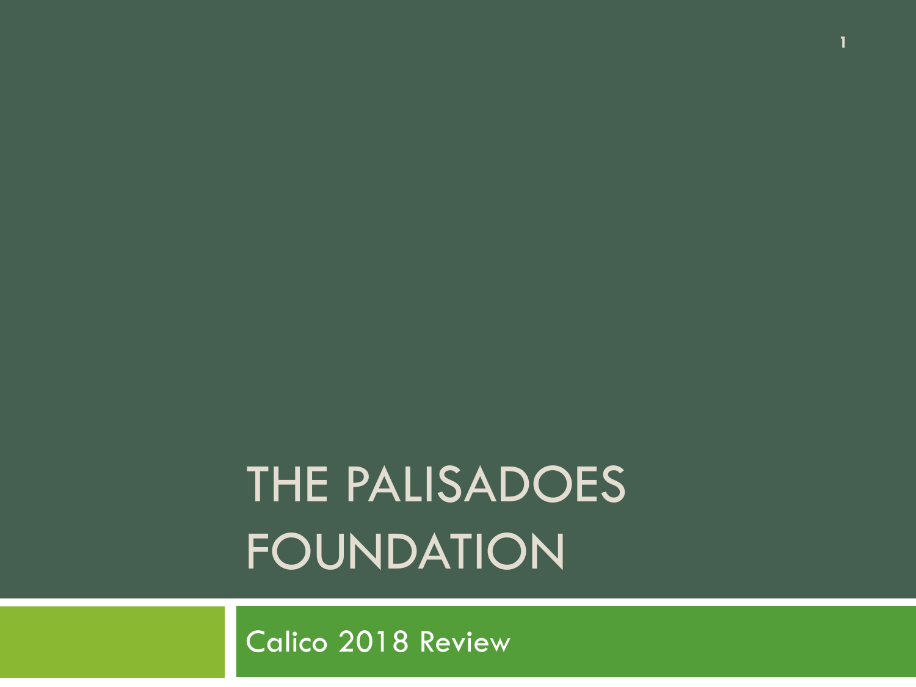# THE PALISADOES FOUNDATION

Calico 2018 Review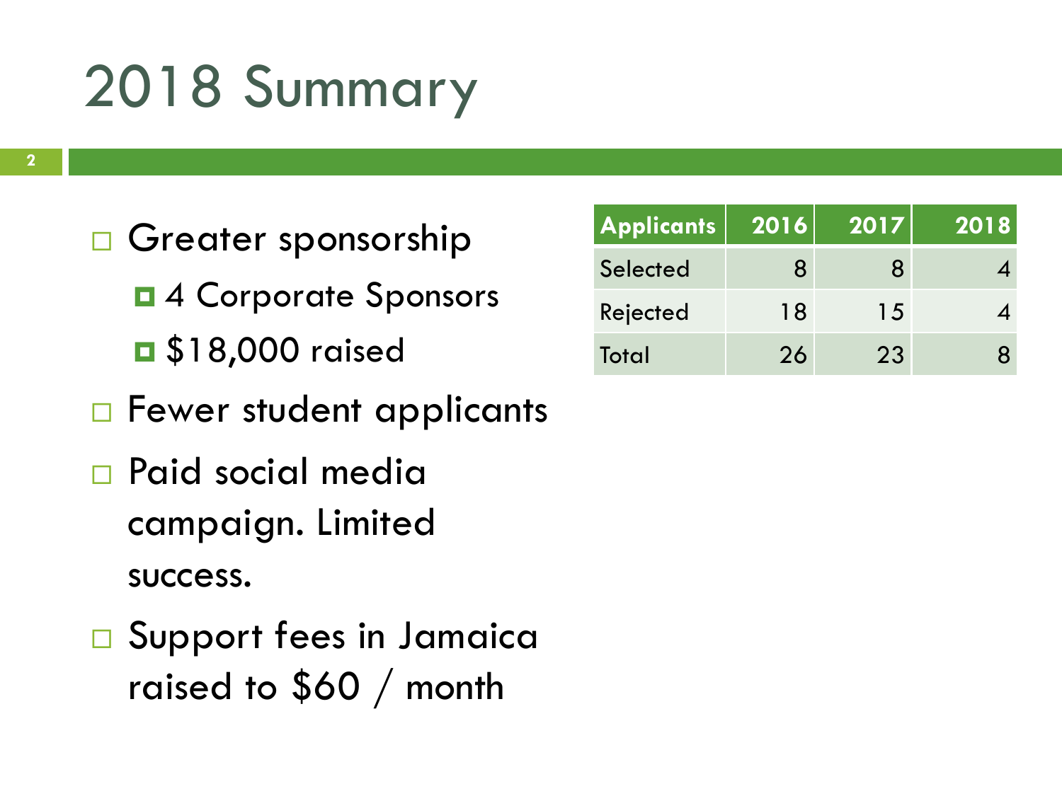# 2018 Summary

- Greater sponsorship
  - 4 Corporate Sponsors
  - $18,000 raised
- Fewer student applicants
- Paid social media campaign. Limited success.
- Support fees in Jamaica raised to $60 / month

| Applicants | 2016 | 2017 | 2018 |
|---|---|---|---|
| Selected | 8 | 8 | 4 |
| Rejected | 18 | 15 | 4 |
| Total | 26 | 23 | 8 |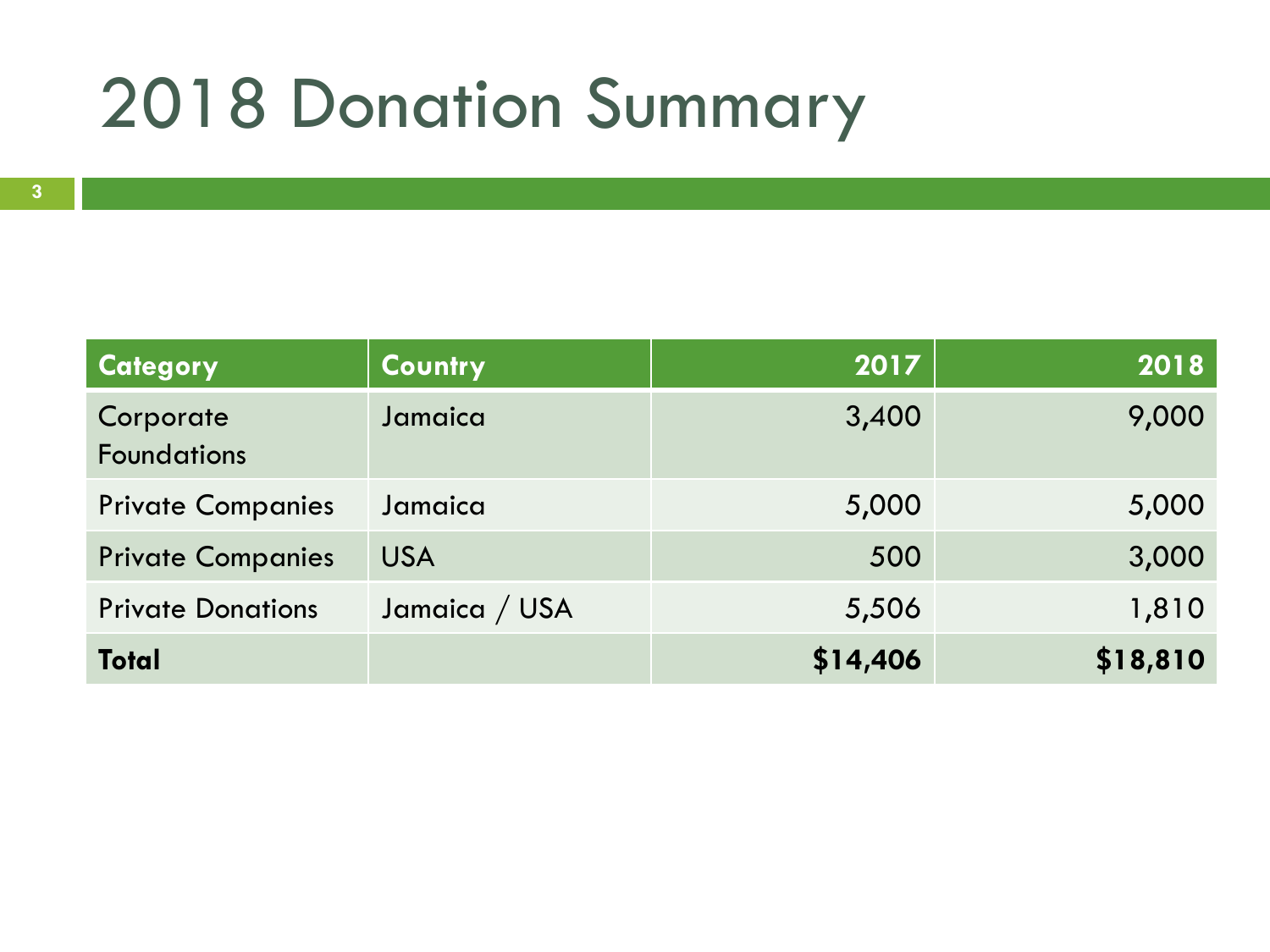# 2018 Donation Summary

| Category | Country | 2017 | 2018 |
|---|---|---:|---:|
| Corporate Foundations | Jamaica | 3,400 | 9,000 |
| Private Companies | Jamaica | 5,000 | 5,000 |
| Private Companies | USA | 500 | 3,000 |
| Private Donations | Jamaica / USA | 5,506 | 1,810 |
| **Total** | | **$14,406** | **$18,810** |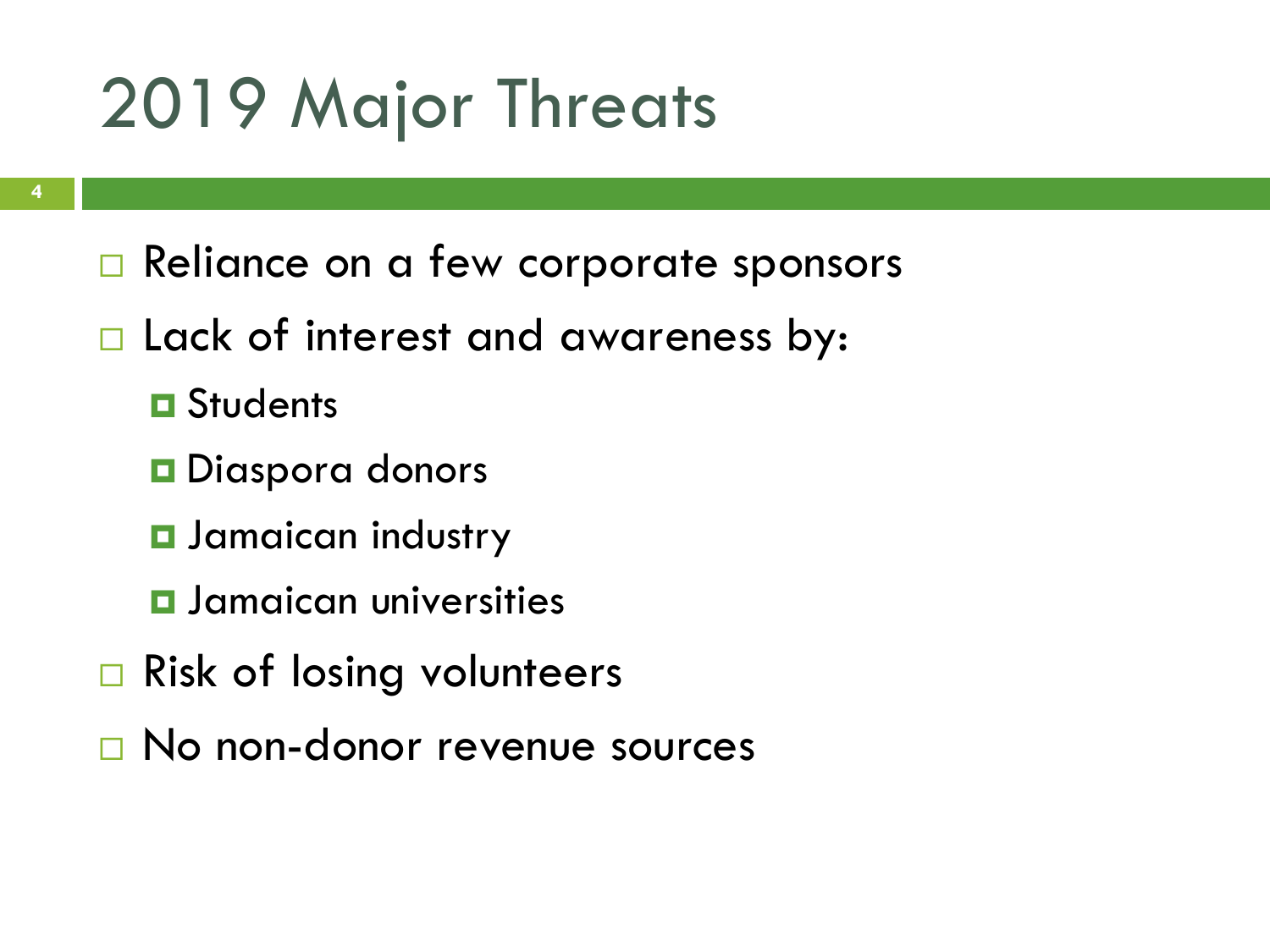# 2019 Major Threats

- Reliance on a few corporate sponsors
- Lack of interest and awareness by:
  - Students
  - Diaspora donors
  - Jamaican industry
  - Jamaican universities
- Risk of losing volunteers
- No non-donor revenue sources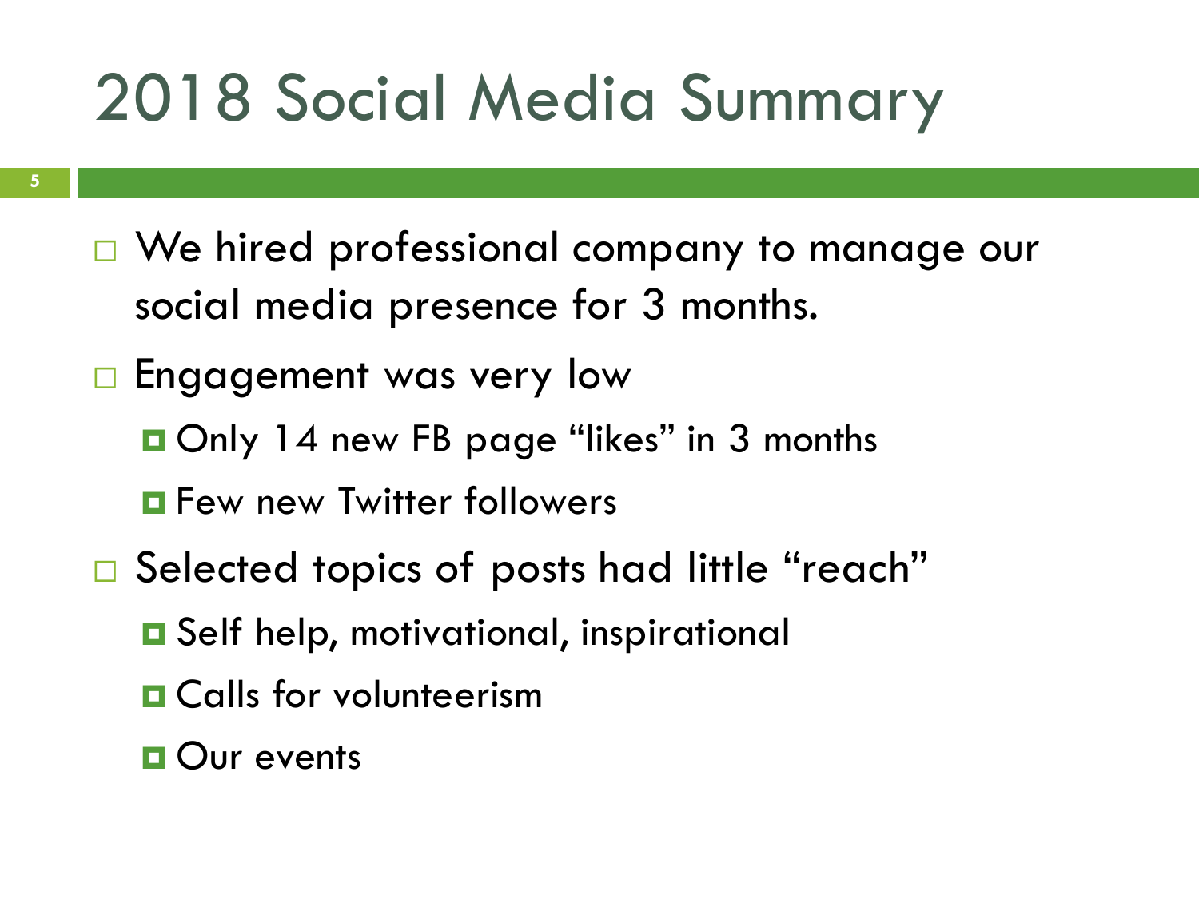# 2018 Social Media Summary

- We hired professional company to manage our social media presence for 3 months.
- Engagement was very low
  - Only 14 new FB page "likes" in 3 months
  - Few new Twitter followers
- Selected topics of posts had little "reach"
  - Self help, motivational, inspirational
  - Calls for volunteerism
  - Our events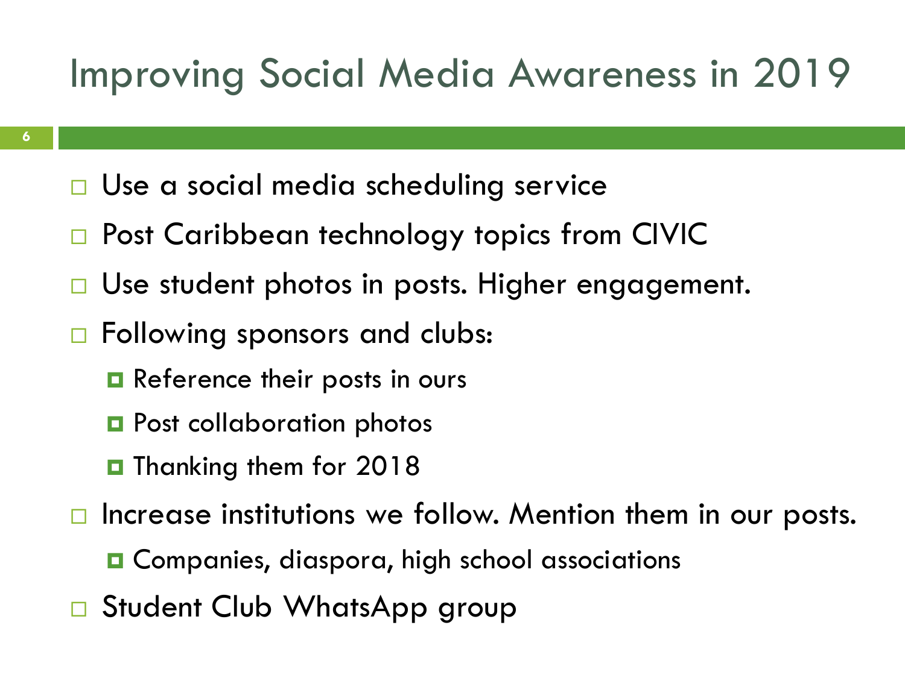# Improving Social Media Awareness in 2019

- Use a social media scheduling service
- Post Caribbean technology topics from CIVIC
- Use student photos in posts. Higher engagement.
- Following sponsors and clubs:
  - Reference their posts in ours
  - Post collaboration photos
  - Thanking them for 2018
- Increase institutions we follow. Mention them in our posts.
  - Companies, diaspora, high school associations
- Student Club WhatsApp group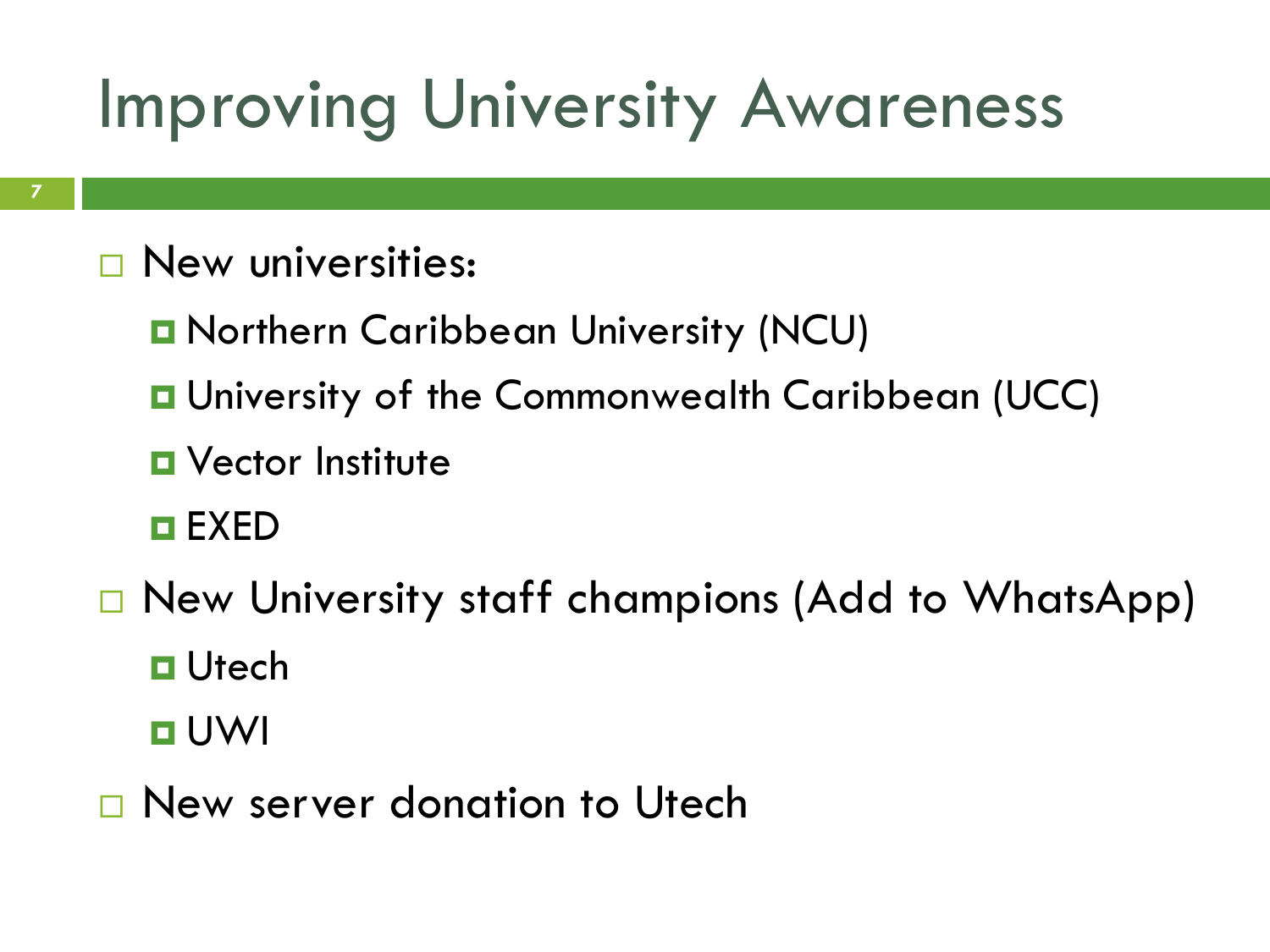# Improving University Awareness

- New universities:
  - Northern Caribbean University (NCU)
  - University of the Commonwealth Caribbean (UCC)
  - Vector Institute
  - EXED
- New University staff champions (Add to WhatsApp)
  - Utech
  - UWI
- New server donation to Utech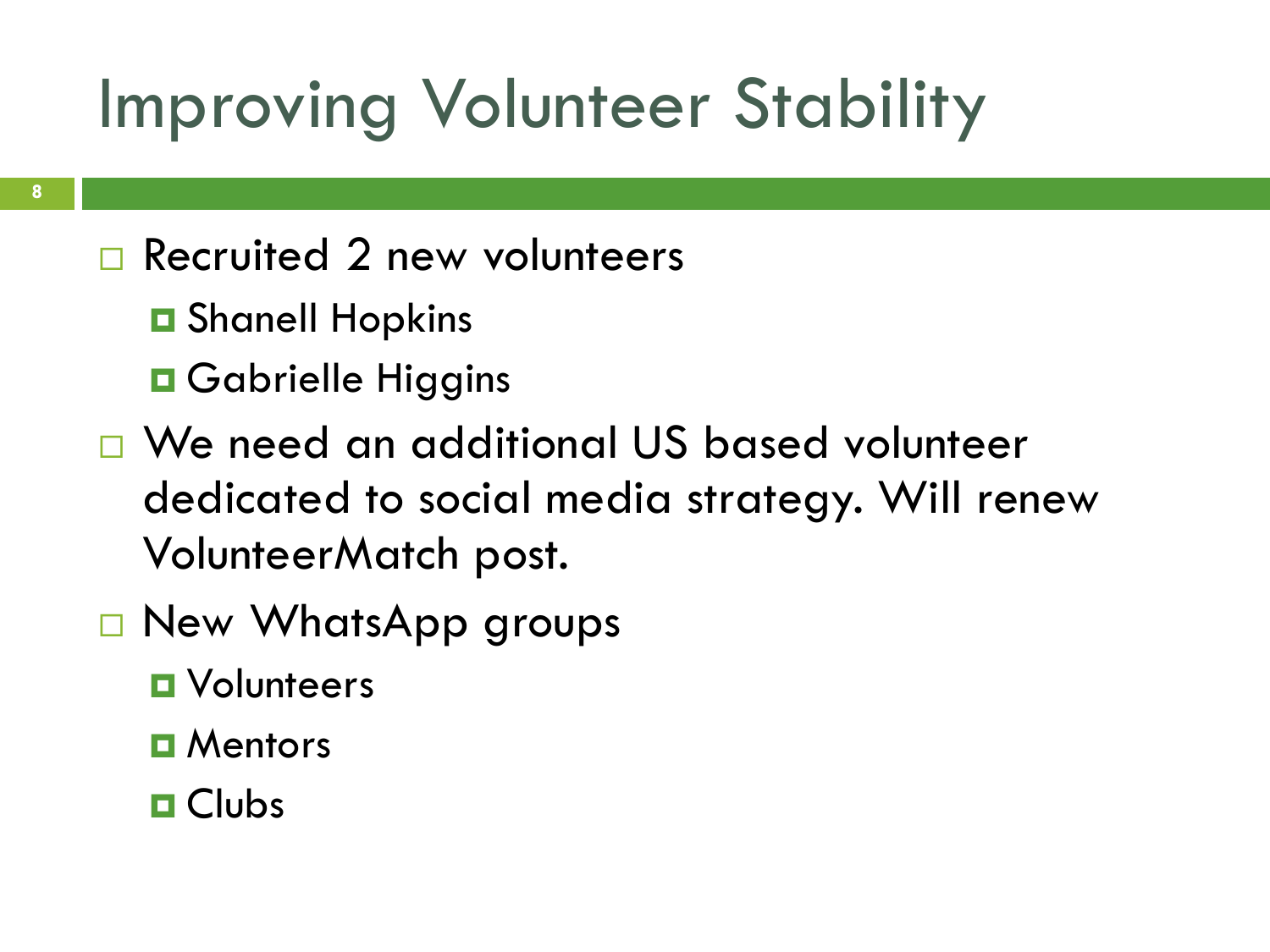# Improving Volunteer Stability

- Recruited 2 new volunteers
  - Shanell Hopkins
  - Gabrielle Higgins
- We need an additional US based volunteer dedicated to social media strategy. Will renew VolunteerMatch post.
- New WhatsApp groups
  - Volunteers
  - Mentors
  - Clubs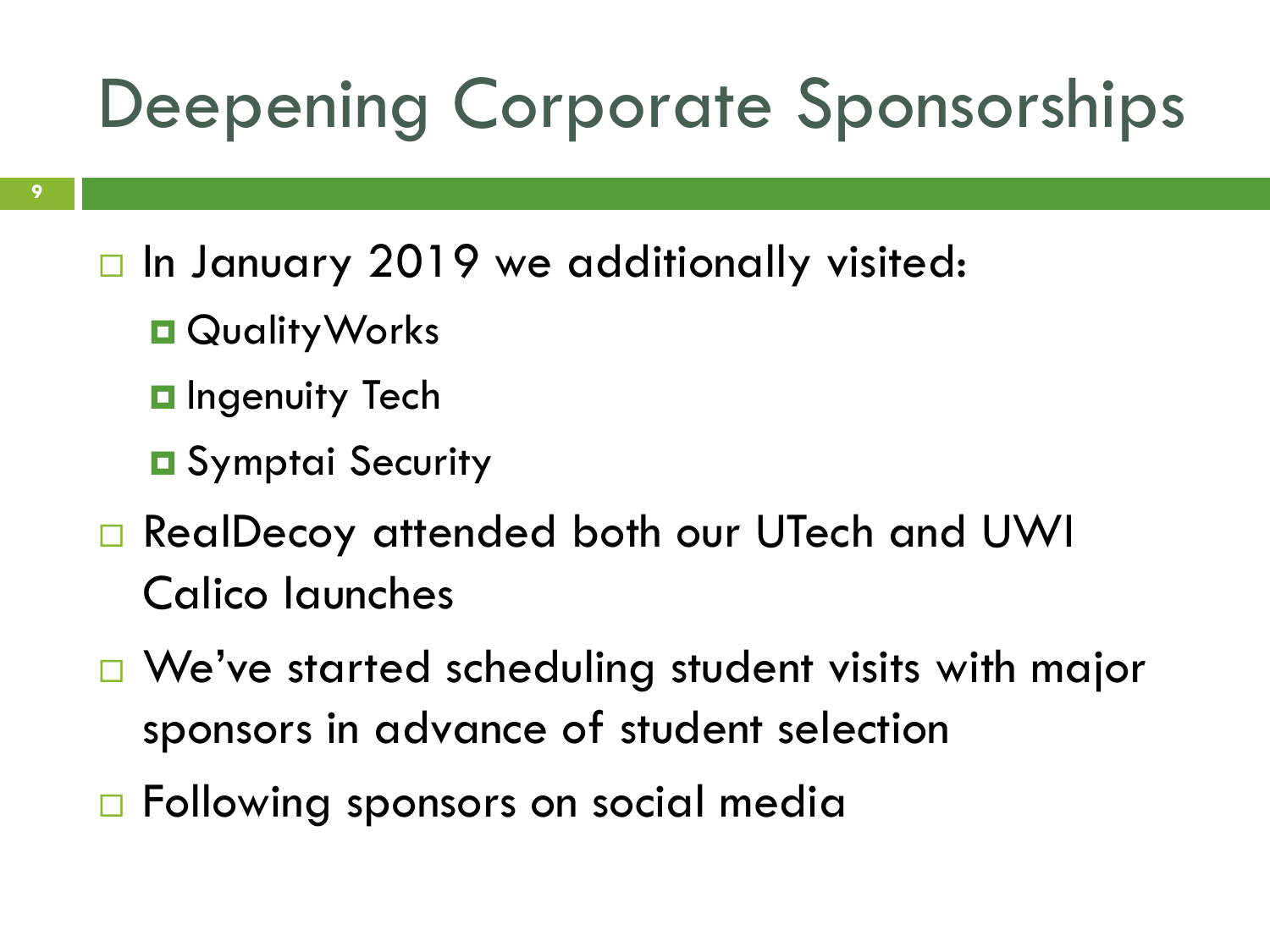# Deepening Corporate Sponsorships

- In January 2019 we additionally visited:
  - QualityWorks
  - Ingenuity Tech
  - Symptai Security
- RealDecoy attended both our UTech and UWI Calico launches
- We've started scheduling student visits with major sponsors in advance of student selection
- Following sponsors on social media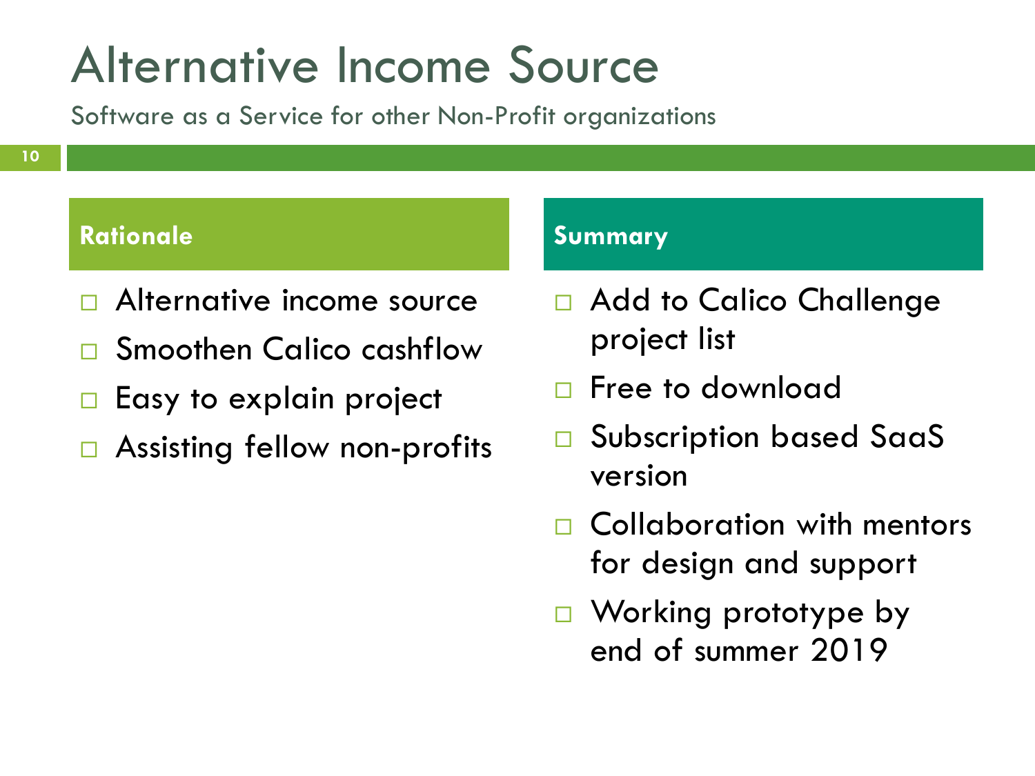# Alternative Income Source

Software as a Service for other Non-Profit organizations

### Rationale

- Alternative income source
- Smoothen Calico cashflow
- Easy to explain project
- Assisting fellow non-profits

### Summary

- Add to Calico Challenge project list
- Free to download
- Subscription based SaaS version
- Collaboration with mentors for design and support
- Working prototype by end of summer 2019